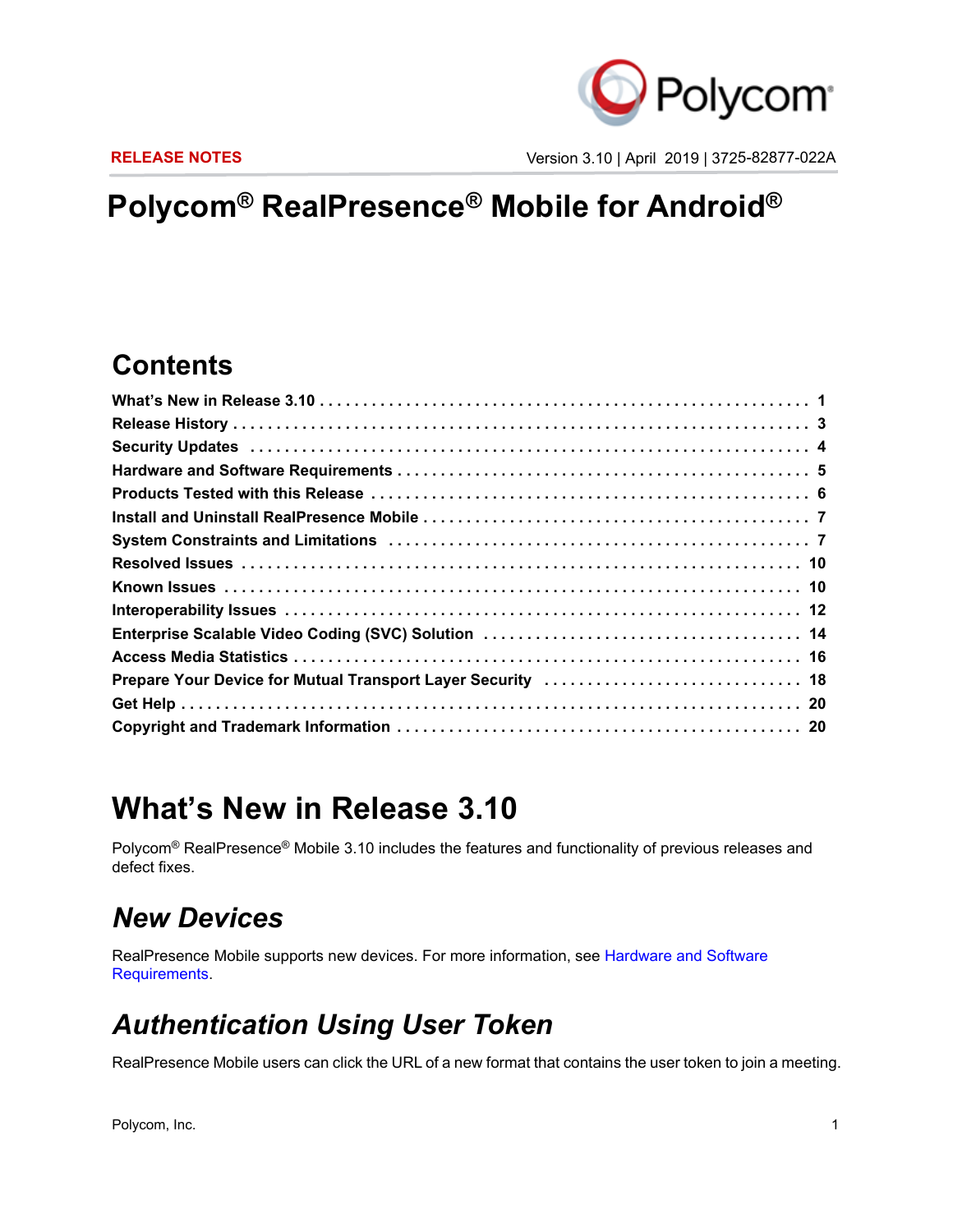RELEASE NOTES

Version 3.10 | April 2019 | 3725-82877-022A

# Polycom® RealPresence® Mobile for Android®

## Contents

What's New in Release 3.10 . . . . . . . . . . . . . . . . . . . . . . . . . . . . . . . . . . . . . . . . . . . . . . . . . . . . . 1
Release History . . . . . . . . . . . . . . . . . . . . . . . . . . . . . . . . . . . . . . . . . . . . . . . . . . . . . . . . . . . . . . 3
Security Updates . . . . . . . . . . . . . . . . . . . . . . . . . . . . . . . . . . . . . . . . . . . . . . . . . . . . . . . . . . . . . 4
Hardware and Software Requirements . . . . . . . . . . . . . . . . . . . . . . . . . . . . . . . . . . . . . . . . . . . 5
Products Tested with this Release . . . . . . . . . . . . . . . . . . . . . . . . . . . . . . . . . . . . . . . . . . . . . . 6
Install and Uninstall RealPresence Mobile . . . . . . . . . . . . . . . . . . . . . . . . . . . . . . . . . . . . . . . . 7
System Constraints and Limitations . . . . . . . . . . . . . . . . . . . . . . . . . . . . . . . . . . . . . . . . . . . . . 7
Resolved Issues . . . . . . . . . . . . . . . . . . . . . . . . . . . . . . . . . . . . . . . . . . . . . . . . . . . . . . . . . . . . . 10
Known Issues . . . . . . . . . . . . . . . . . . . . . . . . . . . . . . . . . . . . . . . . . . . . . . . . . . . . . . . . . . . . . . . 10
Interoperability Issues . . . . . . . . . . . . . . . . . . . . . . . . . . . . . . . . . . . . . . . . . . . . . . . . . . . . . . . . 12
Enterprise Scalable Video Coding (SVC) Solution . . . . . . . . . . . . . . . . . . . . . . . . . . . . . . . . . 14
Access Media Statistics . . . . . . . . . . . . . . . . . . . . . . . . . . . . . . . . . . . . . . . . . . . . . . . . . . . . . . . 16
Prepare Your Device for Mutual Transport Layer Security . . . . . . . . . . . . . . . . . . . . . . . . . . . 18
Get Help . . . . . . . . . . . . . . . . . . . . . . . . . . . . . . . . . . . . . . . . . . . . . . . . . . . . . . . . . . . . . . . . . . . 20
Copyright and Trademark Information . . . . . . . . . . . . . . . . . . . . . . . . . . . . . . . . . . . . . . . . . . . 20

# What's New in Release 3.10

Polycom® RealPresence® Mobile 3.10 includes the features and functionality of previous releases and defect fixes.

## *New Devices*

RealPresence Mobile supports new devices. For more information, see Hardware and Software Requirements.

## *Authentication Using User Token*

RealPresence Mobile users can click the URL of a new format that contains the user token to join a meeting.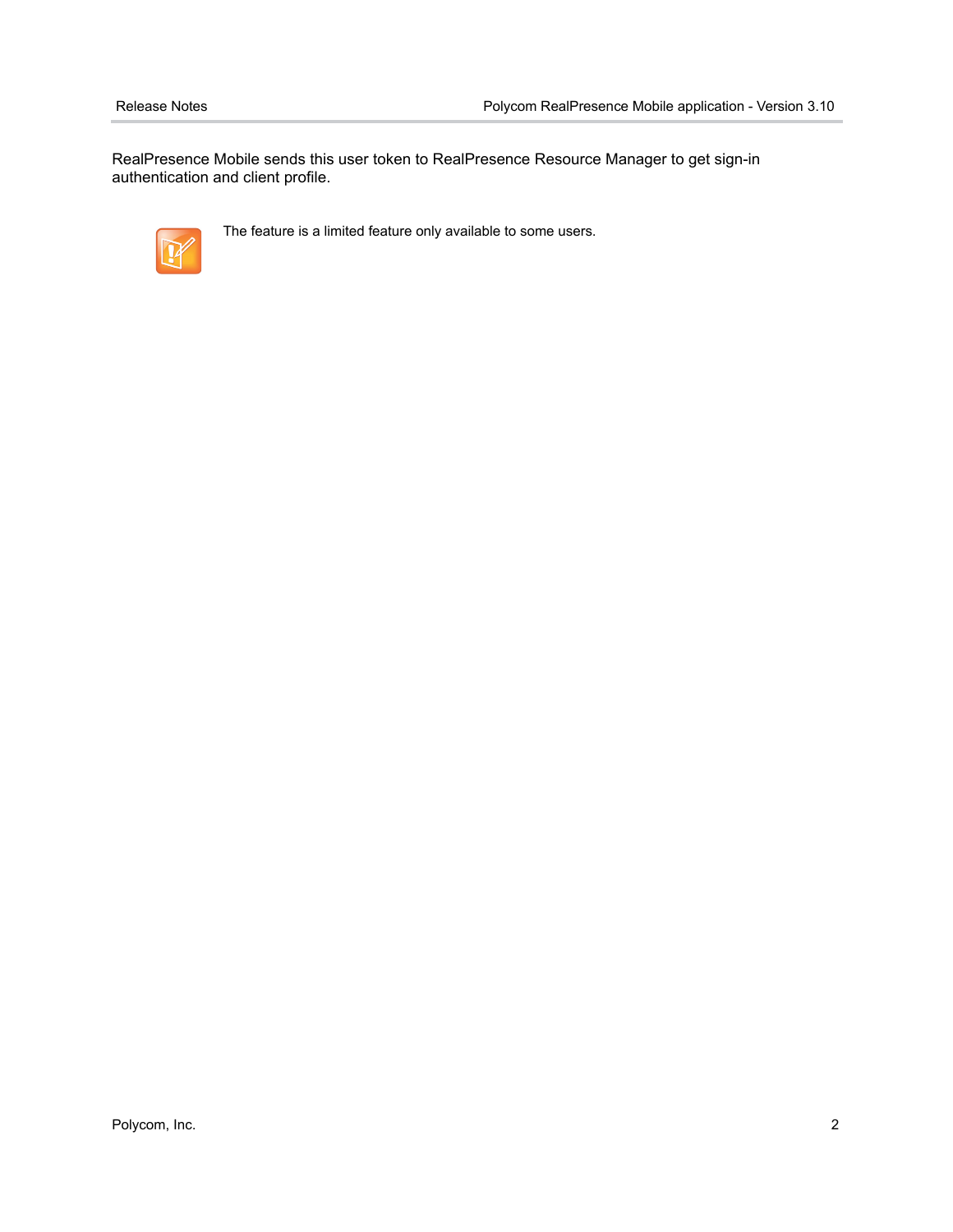RealPresence Mobile sends this user token to RealPresence Resource Manager to get sign-in authentication and client profile.

The feature is a limited feature only available to some users.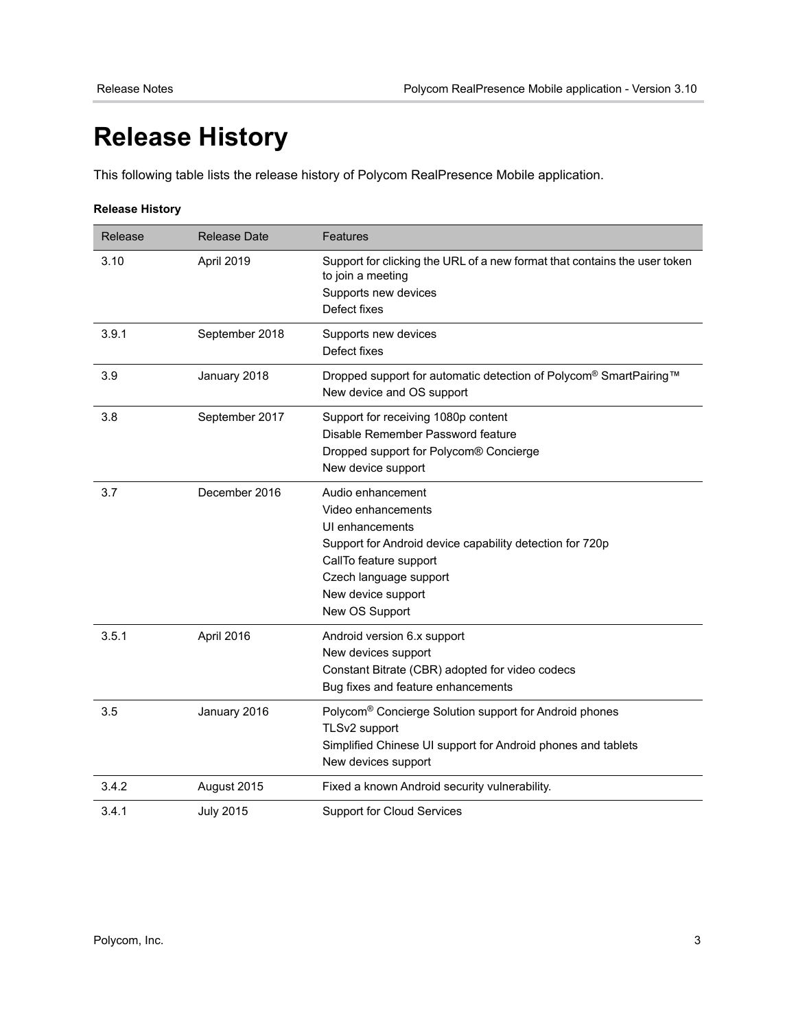# Release History

This following table lists the release history of Polycom RealPresence Mobile application.

**Release History**

| Release | Release Date | Features |
| --- | --- | --- |
| 3.10 | April 2019 | Support for clicking the URL of a new format that contains the user token to join a meeting<br>Supports new devices<br>Defect fixes |
| 3.9.1 | September 2018 | Supports new devices<br>Defect fixes |
| 3.9 | January 2018 | Dropped support for automatic detection of Polycom® SmartPairing™<br>New device and OS support |
| 3.8 | September 2017 | Support for receiving 1080p content<br>Disable Remember Password feature<br>Dropped support for Polycom® Concierge<br>New device support |
| 3.7 | December 2016 | Audio enhancement<br>Video enhancements<br>UI enhancements<br>Support for Android device capability detection for 720p<br>CallTo feature support<br>Czech language support<br>New device support<br>New OS Support |
| 3.5.1 | April 2016 | Android version 6.x support<br>New devices support<br>Constant Bitrate (CBR) adopted for video codecs<br>Bug fixes and feature enhancements |
| 3.5 | January 2016 | Polycom® Concierge Solution support for Android phones<br>TLSv2 support<br>Simplified Chinese UI support for Android phones and tablets<br>New devices support |
| 3.4.2 | August 2015 | Fixed a known Android security vulnerability. |
| 3.4.1 | July 2015 | Support for Cloud Services |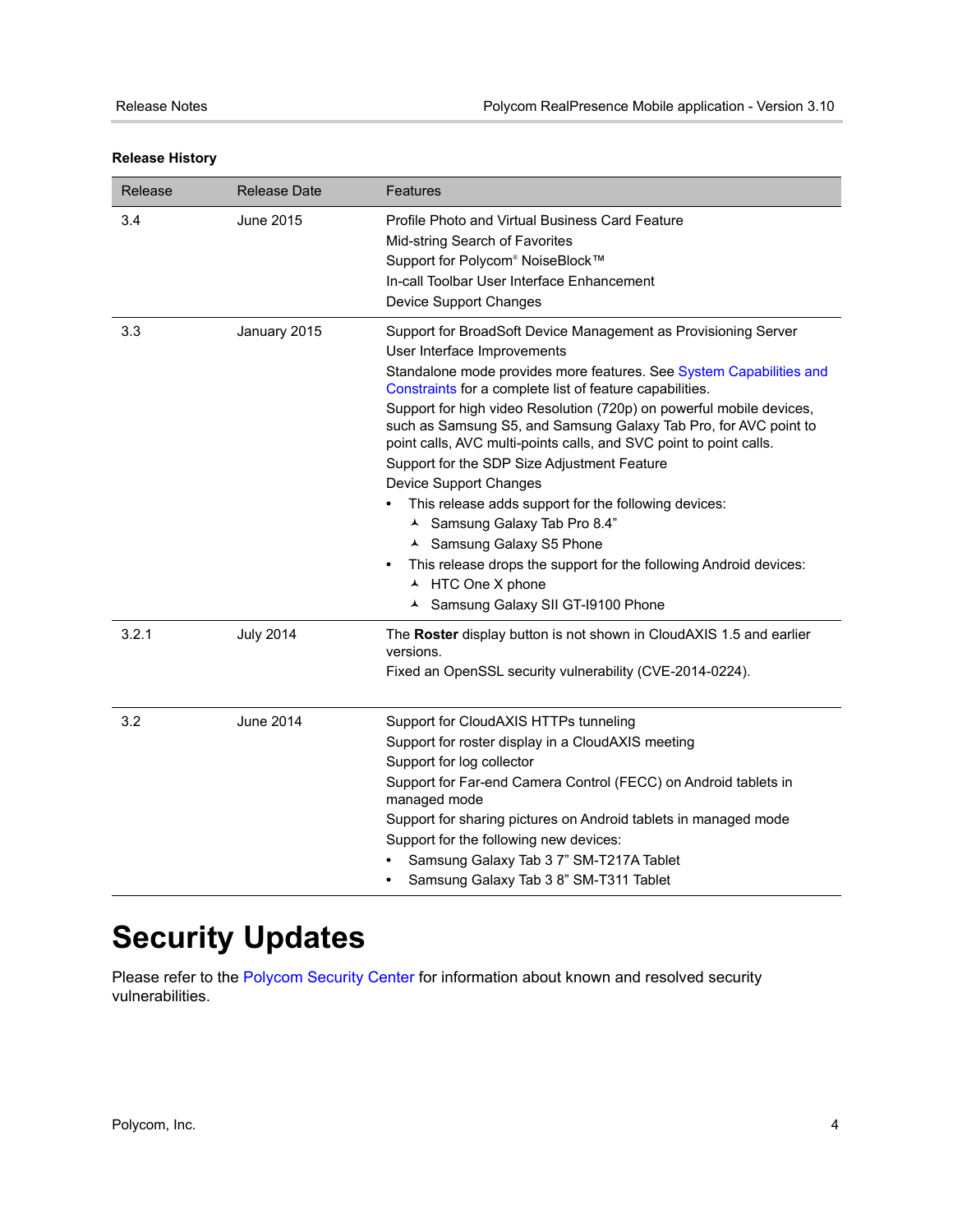**Release History**

| Release | Release Date | Features |
|---|---|---|
| 3.4 | June 2015 | Profile Photo and Virtual Business Card Feature<br>Mid-string Search of Favorites<br>Support for Polycom® NoiseBlock™<br>In-call Toolbar User Interface Enhancement<br>Device Support Changes |
| 3.3 | January 2015 | Support for BroadSoft Device Management as Provisioning Server<br>User Interface Improvements<br>Standalone mode provides more features. See System Capabilities and Constraints for a complete list of feature capabilities.<br>Support for high video Resolution (720p) on powerful mobile devices, such as Samsung S5, and Samsung Galaxy Tab Pro, for AVC point to point calls, AVC multi-points calls, and SVC point to point calls.<br>Support for the SDP Size Adjustment Feature<br>Device Support Changes<br>• This release adds support for the following devices:<br>  ˄ Samsung Galaxy Tab Pro 8.4"<br>  ˄ Samsung Galaxy S5 Phone<br>• This release drops the support for the following Android devices:<br>  ˄ HTC One X phone<br>  ˄ Samsung Galaxy SII GT-I9100 Phone |
| 3.2.1 | July 2014 | The **Roster** display button is not shown in CloudAXIS 1.5 and earlier versions.<br>Fixed an OpenSSL security vulnerability (CVE-2014-0224). |
| 3.2 | June 2014 | Support for CloudAXIS HTTPs tunneling<br>Support for roster display in a CloudAXIS meeting<br>Support for log collector<br>Support for Far-end Camera Control (FECC) on Android tablets in managed mode<br>Support for sharing pictures on Android tablets in managed mode<br>Support for the following new devices:<br>• Samsung Galaxy Tab 3 7" SM-T217A Tablet<br>• Samsung Galaxy Tab 3 8" SM-T311 Tablet |

# Security Updates

Please refer to the Polycom Security Center for information about known and resolved security vulnerabilities.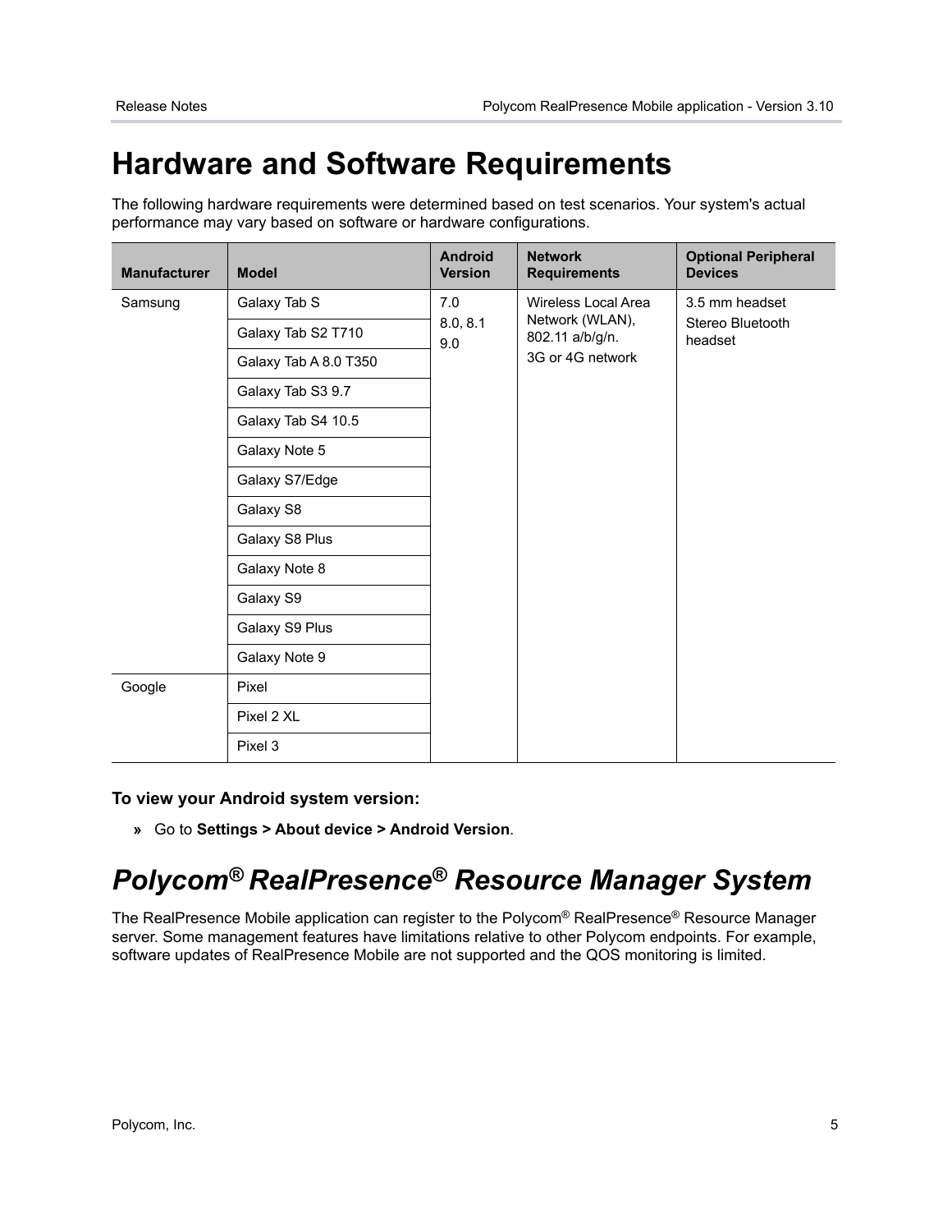# Hardware and Software Requirements

The following hardware requirements were determined based on test scenarios. Your system's actual performance may vary based on software or hardware configurations.

| Manufacturer | Model | Android Version | Network Requirements | Optional Peripheral Devices |
|---|---|---|---|---|
| Samsung | Galaxy Tab S | 7.0<br>8.0, 8.1<br>9.0 | Wireless Local Area Network (WLAN), 802.11 a/b/g/n.<br>3G or 4G network | 3.5 mm headset<br>Stereo Bluetooth headset |
| | Galaxy Tab S2 T710 | | | |
| | Galaxy Tab A 8.0 T350 | | | |
| | Galaxy Tab S3 9.7 | | | |
| | Galaxy Tab S4 10.5 | | | |
| | Galaxy Note 5 | | | |
| | Galaxy S7/Edge | | | |
| | Galaxy S8 | | | |
| | Galaxy S8 Plus | | | |
| | Galaxy Note 8 | | | |
| | Galaxy S9 | | | |
| | Galaxy S9 Plus | | | |
| | Galaxy Note 9 | | | |
| Google | Pixel | | | |
| | Pixel 2 XL | | | |
| | Pixel 3 | | | |

**To view your Android system version:**

» Go to **Settings > About device > Android Version**.

# *Polycom® RealPresence® Resource Manager System*

The RealPresence Mobile application can register to the Polycom® RealPresence® Resource Manager server. Some management features have limitations relative to other Polycom endpoints. For example, software updates of RealPresence Mobile are not supported and the QOS monitoring is limited.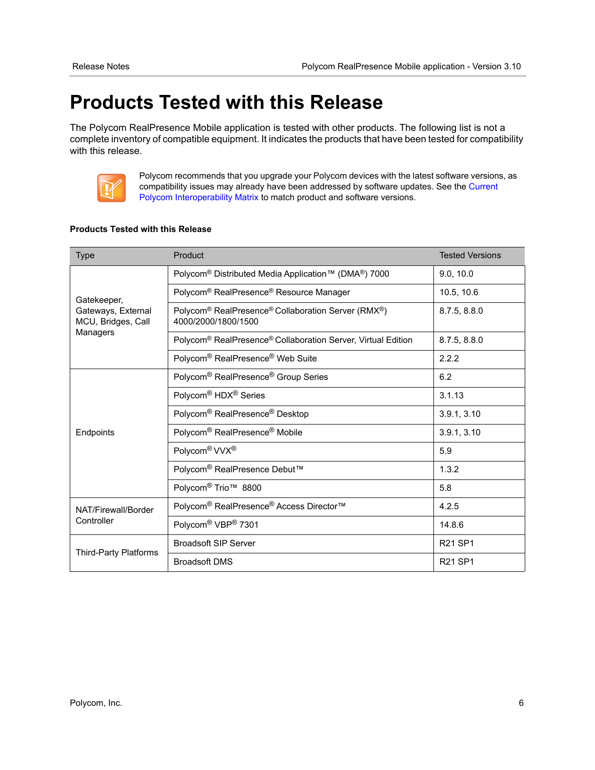# Products Tested with this Release

The Polycom RealPresence Mobile application is tested with other products. The following list is not a complete inventory of compatible equipment. It indicates the products that have been tested for compatibility with this release.

Polycom recommends that you upgrade your Polycom devices with the latest software versions, as compatibility issues may already have been addressed by software updates. See the Current Polycom Interoperability Matrix to match product and software versions.

**Products Tested with this Release**

| Type | Product | Tested Versions |
|---|---|---|
| Gatekeeper, Gateways, External MCU, Bridges, Call Managers | Polycom® Distributed Media Application™ (DMA®) 7000 | 9.0, 10.0 |
| | Polycom® RealPresence® Resource Manager | 10.5, 10.6 |
| | Polycom® RealPresence® Collaboration Server (RMX®) 4000/2000/1800/1500 | 8.7.5, 8.8.0 |
| | Polycom® RealPresence® Collaboration Server, Virtual Edition | 8.7.5, 8.8.0 |
| | Polycom® RealPresence® Web Suite | 2.2.2 |
| Endpoints | Polycom® RealPresence® Group Series | 6.2 |
| | Polycom® HDX® Series | 3.1.13 |
| | Polycom® RealPresence® Desktop | 3.9.1, 3.10 |
| | Polycom® RealPresence® Mobile | 3.9.1, 3.10 |
| | Polycom® VVX® | 5.9 |
| | Polycom® RealPresence Debut™ | 1.3.2 |
| | Polycom® Trio™ 8800 | 5.8 |
| NAT/Firewall/Border Controller | Polycom® RealPresence® Access Director™ | 4.2.5 |
| | Polycom® VBP® 7301 | 14.8.6 |
| Third-Party Platforms | Broadsoft SIP Server | R21 SP1 |
| | Broadsoft DMS | R21 SP1 |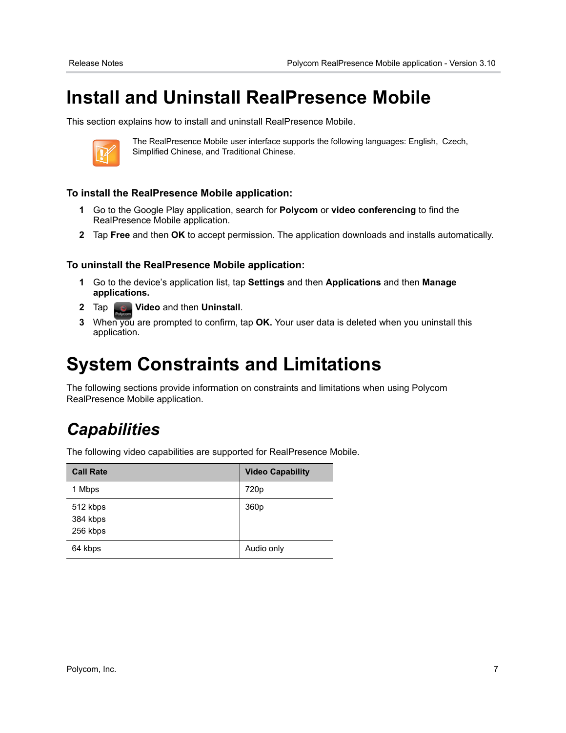# Install and Uninstall RealPresence Mobile

This section explains how to install and uninstall RealPresence Mobile.

The RealPresence Mobile user interface supports the following languages: English, Czech, Simplified Chinese, and Traditional Chinese.

### To install the RealPresence Mobile application:

1. Go to the Google Play application, search for **Polycom** or **video conferencing** to find the RealPresence Mobile application.
2. Tap **Free** and then **OK** to accept permission. The application downloads and installs automatically.

### To uninstall the RealPresence Mobile application:

1. Go to the device's application list, tap **Settings** and then **Applications** and then **Manage applications.**
2. Tap **Video** and then **Uninstall**.
3. When you are prompted to confirm, tap **OK.** Your user data is deleted when you uninstall this application.

# System Constraints and Limitations

The following sections provide information on constraints and limitations when using Polycom RealPresence Mobile application.

## *Capabilities*

The following video capabilities are supported for RealPresence Mobile.

| Call Rate | Video Capability |
|---|---|
| 1 Mbps | 720p |
| 512 kbps<br>384 kbps<br>256 kbps | 360p |
| 64 kbps | Audio only |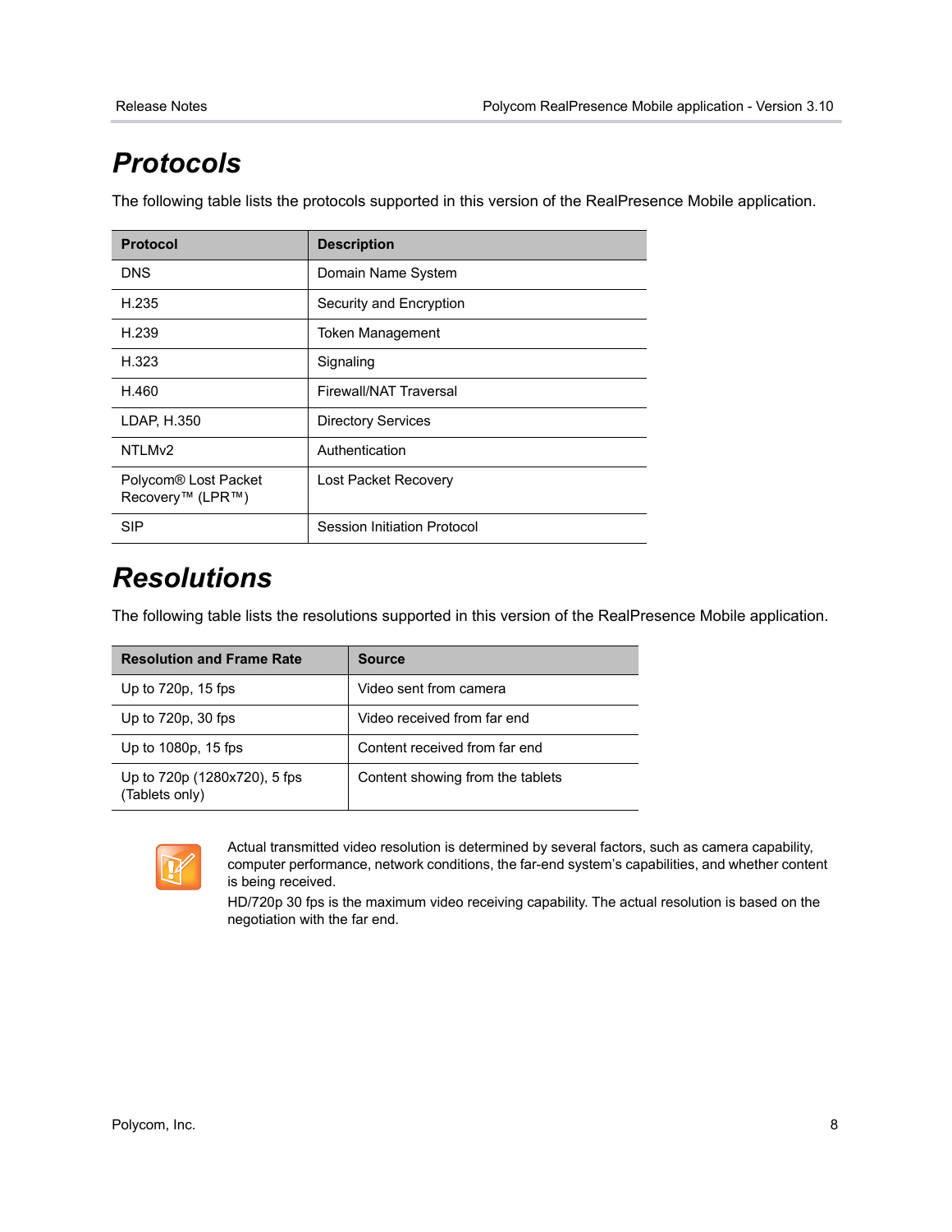# Protocols

The following table lists the protocols supported in this version of the RealPresence Mobile application.

| Protocol | Description |
|---|---|
| DNS | Domain Name System |
| H.235 | Security and Encryption |
| H.239 | Token Management |
| H.323 | Signaling |
| H.460 | Firewall/NAT Traversal |
| LDAP, H.350 | Directory Services |
| NTLMv2 | Authentication |
| Polycom® Lost Packet Recovery™ (LPR™) | Lost Packet Recovery |
| SIP | Session Initiation Protocol |

# Resolutions

The following table lists the resolutions supported in this version of the RealPresence Mobile application.

| Resolution and Frame Rate | Source |
|---|---|
| Up to 720p, 15 fps | Video sent from camera |
| Up to 720p, 30 fps | Video received from far end |
| Up to 1080p, 15 fps | Content received from far end |
| Up to 720p (1280x720), 5 fps (Tablets only) | Content showing from the tablets |

Actual transmitted video resolution is determined by several factors, such as camera capability, computer performance, network conditions, the far-end system's capabilities, and whether content is being received.

HD/720p 30 fps is the maximum video receiving capability. The actual resolution is based on the negotiation with the far end.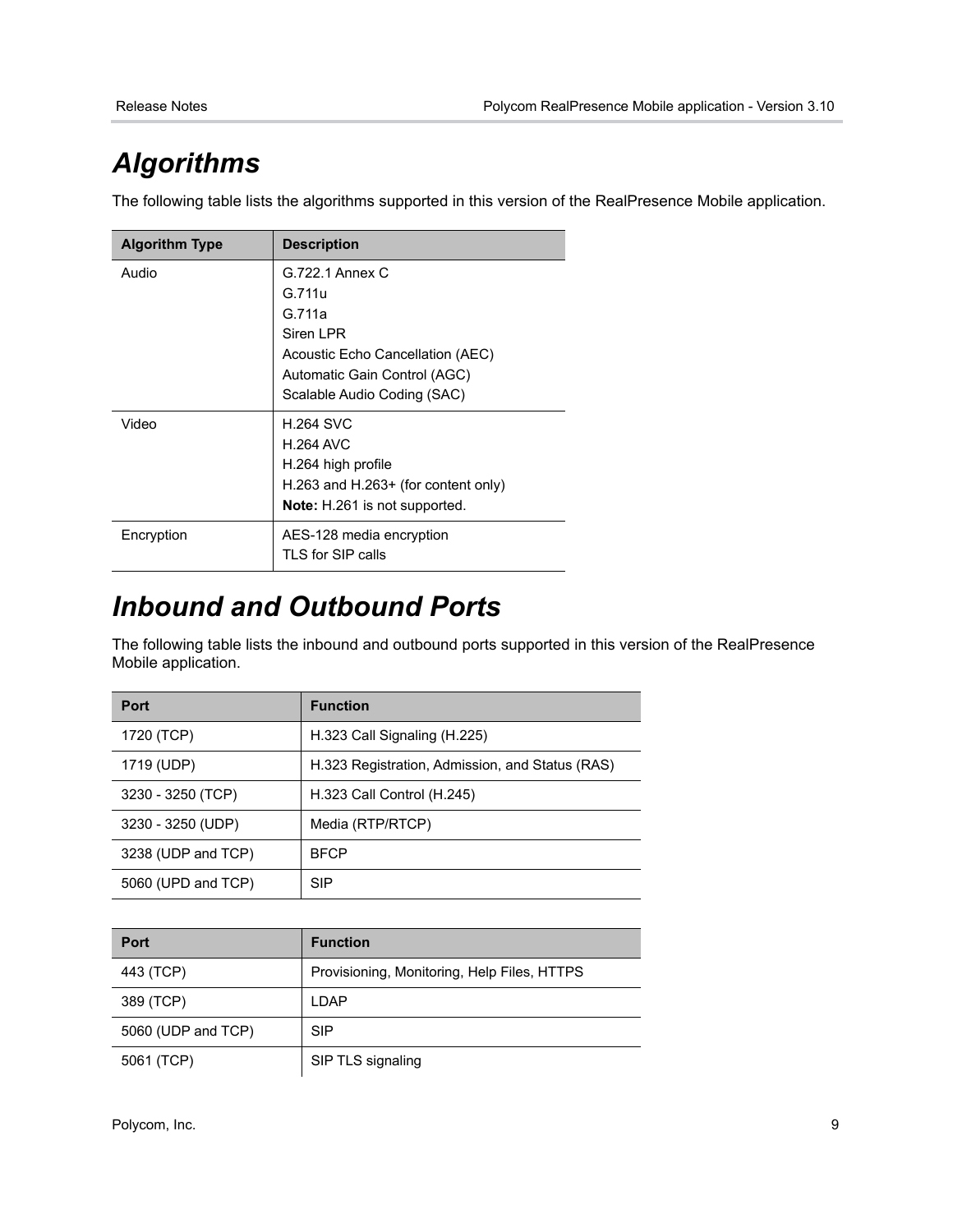## Algorithms

The following table lists the algorithms supported in this version of the RealPresence Mobile application.

| Algorithm Type | Description |
| --- | --- |
| Audio | G.722.1 Annex C<br>G.711u<br>G.711a<br>Siren LPR<br>Acoustic Echo Cancellation (AEC)<br>Automatic Gain Control (AGC)<br>Scalable Audio Coding (SAC) |
| Video | H.264 SVC<br>H.264 AVC<br>H.264 high profile<br>H.263 and H.263+ (for content only)<br>**Note:** H.261 is not supported. |
| Encryption | AES-128 media encryption<br>TLS for SIP calls |

## Inbound and Outbound Ports

The following table lists the inbound and outbound ports supported in this version of the RealPresence Mobile application.

| Port | Function |
| --- | --- |
| 1720 (TCP) | H.323 Call Signaling (H.225) |
| 1719 (UDP) | H.323 Registration, Admission, and Status (RAS) |
| 3230 - 3250 (TCP) | H.323 Call Control (H.245) |
| 3230 - 3250 (UDP) | Media (RTP/RTCP) |
| 3238 (UDP and TCP) | BFCP |
| 5060 (UPD and TCP) | SIP |

| Port | Function |
| --- | --- |
| 443 (TCP) | Provisioning, Monitoring, Help Files, HTTPS |
| 389 (TCP) | LDAP |
| 5060 (UDP and TCP) | SIP |
| 5061 (TCP) | SIP TLS signaling |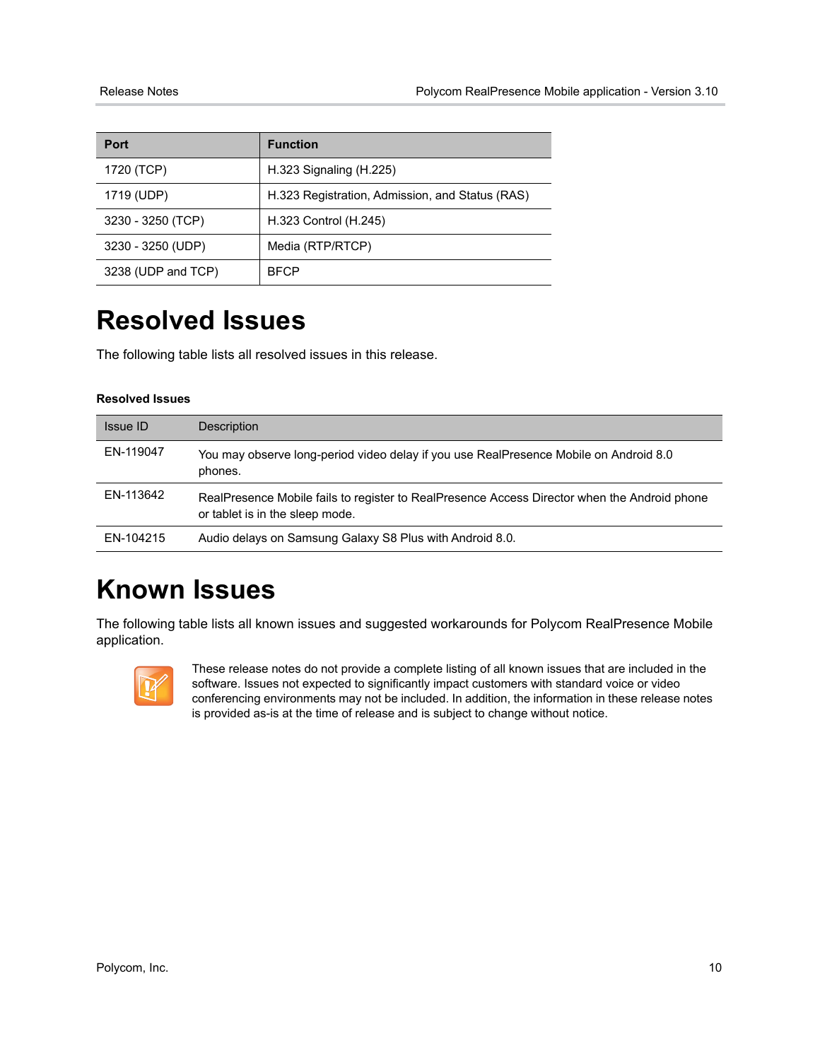| Port | Function |
| --- | --- |
| 1720 (TCP) | H.323 Signaling (H.225) |
| 1719 (UDP) | H.323 Registration, Admission, and Status (RAS) |
| 3230 - 3250 (TCP) | H.323 Control (H.245) |
| 3230 - 3250 (UDP) | Media (RTP/RTCP) |
| 3238 (UDP and TCP) | BFCP |

# Resolved Issues

The following table lists all resolved issues in this release.

**Resolved Issues**

| Issue ID | Description |
| --- | --- |
| EN-119047 | You may observe long-period video delay if you use RealPresence Mobile on Android 8.0 phones. |
| EN-113642 | RealPresence Mobile fails to register to RealPresence Access Director when the Android phone or tablet is in the sleep mode. |
| EN-104215 | Audio delays on Samsung Galaxy S8 Plus with Android 8.0. |

# Known Issues

The following table lists all known issues and suggested workarounds for Polycom RealPresence Mobile application.

These release notes do not provide a complete listing of all known issues that are included in the software. Issues not expected to significantly impact customers with standard voice or video conferencing environments may not be included. In addition, the information in these release notes is provided as-is at the time of release and is subject to change without notice.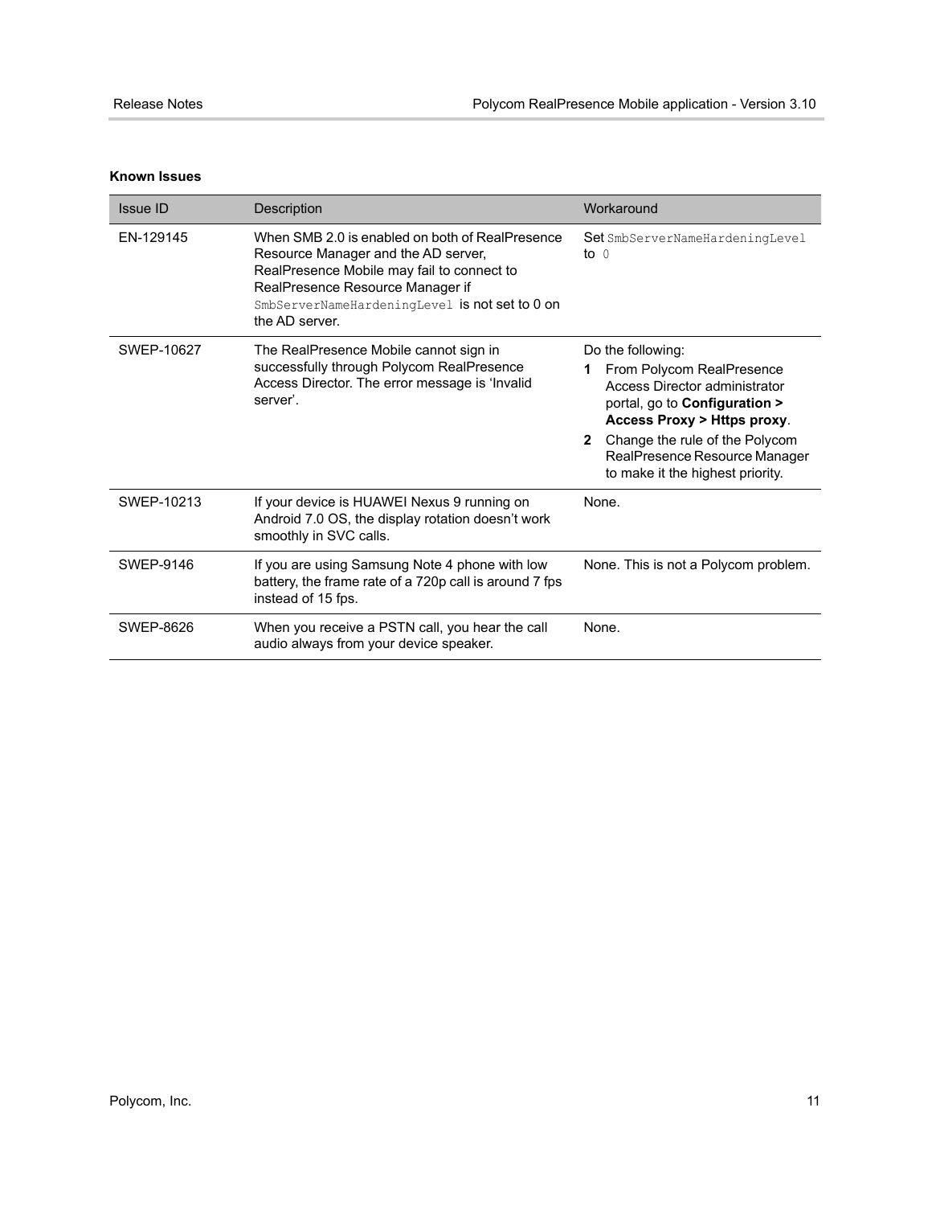**Known Issues**

| Issue ID | Description | Workaround |
| --- | --- | --- |
| EN-129145 | When SMB 2.0 is enabled on both of RealPresence Resource Manager and the AD server, RealPresence Mobile may fail to connect to RealPresence Resource Manager if `SmbServerNameHardeningLevel` is not set to 0 on the AD server. | Set `SmbServerNameHardeningLevel` to `0` |
| SWEP-10627 | The RealPresence Mobile cannot sign in successfully through Polycom RealPresence Access Director. The error message is 'Invalid server'. | Do the following:<br>**1** From Polycom RealPresence Access Director administrator portal, go to **Configuration > Access Proxy > Https proxy**.<br>**2** Change the rule of the Polycom RealPresence Resource Manager to make it the highest priority. |
| SWEP-10213 | If your device is HUAWEI Nexus 9 running on Android 7.0 OS, the display rotation doesn't work smoothly in SVC calls. | None. |
| SWEP-9146 | If you are using Samsung Note 4 phone with low battery, the frame rate of a 720p call is around 7 fps instead of 15 fps. | None. This is not a Polycom problem. |
| SWEP-8626 | When you receive a PSTN call, you hear the call audio always from your device speaker. | None. |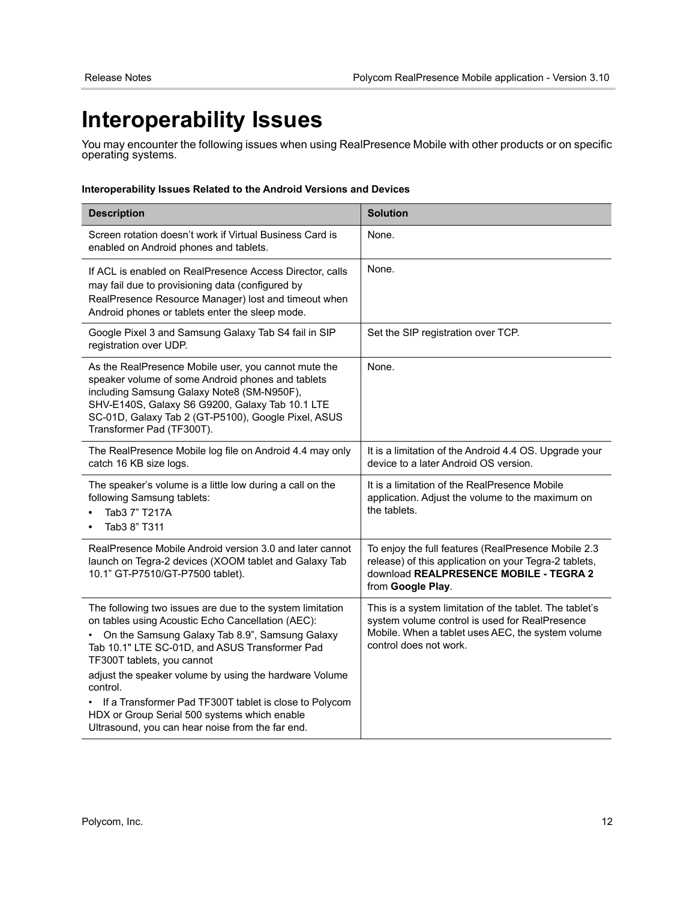# Interoperability Issues

You may encounter the following issues when using RealPresence Mobile with other products or on specific operating systems.

**Interoperability Issues Related to the Android Versions and Devices**

| Description | Solution |
|---|---|
| Screen rotation doesn't work if Virtual Business Card is enabled on Android phones and tablets. | None. |
| If ACL is enabled on RealPresence Access Director, calls may fail due to provisioning data (configured by RealPresence Resource Manager) lost and timeout when Android phones or tablets enter the sleep mode. | None. |
| Google Pixel 3 and Samsung Galaxy Tab S4 fail in SIP registration over UDP. | Set the SIP registration over TCP. |
| As the RealPresence Mobile user, you cannot mute the speaker volume of some Android phones and tablets including Samsung Galaxy Note8 (SM-N950F), SHV-E140S, Galaxy S6 G9200, Galaxy Tab 10.1 LTE SC-01D, Galaxy Tab 2 (GT-P5100), Google Pixel, ASUS Transformer Pad (TF300T). | None. |
| The RealPresence Mobile log file on Android 4.4 may only catch 16 KB size logs. | It is a limitation of the Android 4.4 OS. Upgrade your device to a later Android OS version. |
| The speaker's volume is a little low during a call on the following Samsung tablets:<br>• Tab3 7" T217A<br>• Tab3 8" T311 | It is a limitation of the RealPresence Mobile application. Adjust the volume to the maximum on the tablets. |
| RealPresence Mobile Android version 3.0 and later cannot launch on Tegra-2 devices (XOOM tablet and Galaxy Tab 10.1" GT-P7510/GT-P7500 tablet). | To enjoy the full features (RealPresence Mobile 2.3 release) of this application on your Tegra-2 tablets, download **REALPRESENCE MOBILE - TEGRA 2** from **Google Play**. |
| The following two issues are due to the system limitation on tables using Acoustic Echo Cancellation (AEC):<br>• On the Samsung Galaxy Tab 8.9", Samsung Galaxy Tab 10.1" LTE SC-01D, and ASUS Transformer Pad TF300T tablets, you cannot adjust the speaker volume by using the hardware Volume control.<br>• If a Transformer Pad TF300T tablet is close to Polycom HDX or Group Serial 500 systems which enable Ultrasound, you can hear noise from the far end. | This is a system limitation of the tablet. The tablet's system volume control is used for RealPresence Mobile. When a tablet uses AEC, the system volume control does not work. |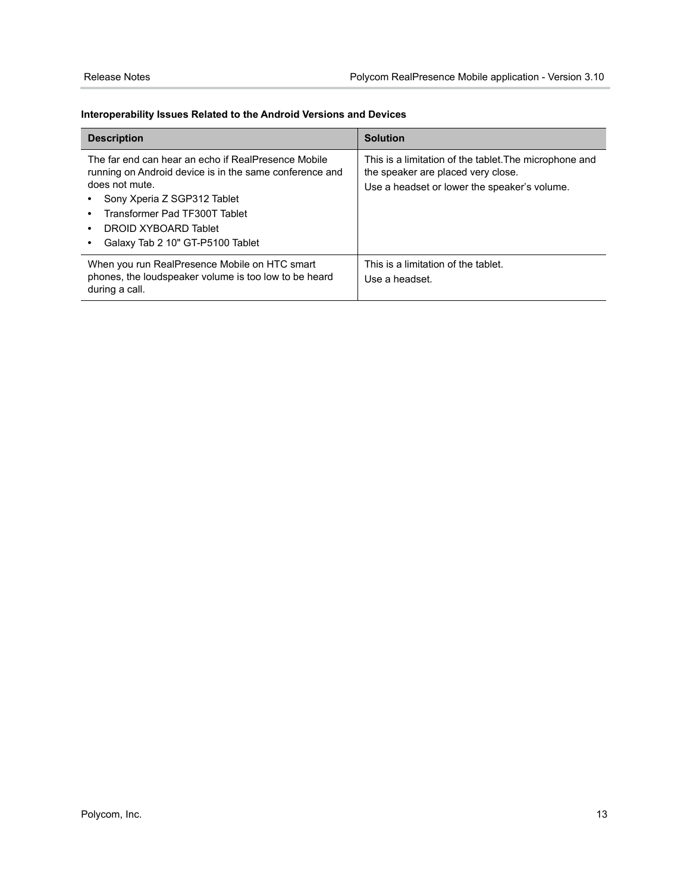**Interoperability Issues Related to the Android Versions and Devices**

| Description | Solution |
| --- | --- |
| The far end can hear an echo if RealPresence Mobile running on Android device is in the same conference and does not mute.<br>• Sony Xperia Z SGP312 Tablet<br>• Transformer Pad TF300T Tablet<br>• DROID XYBOARD Tablet<br>• Galaxy Tab 2 10" GT-P5100 Tablet | This is a limitation of the tablet.The microphone and the speaker are placed very close.<br>Use a headset or lower the speaker's volume. |
| When you run RealPresence Mobile on HTC smart phones, the loudspeaker volume is too low to be heard during a call. | This is a limitation of the tablet.<br>Use a headset. |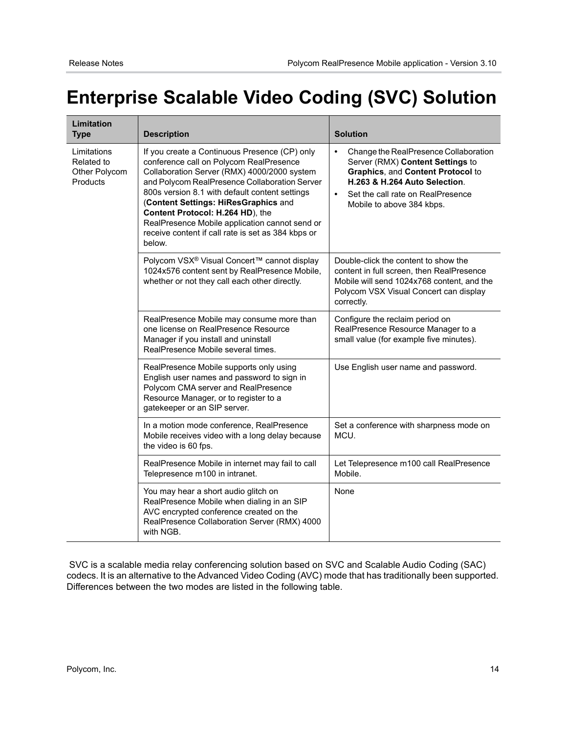| Limitation Type | Description | Solution |
|---|---|---|
| Limitations Related to Other Polycom Products | If you create a Continuous Presence (CP) only conference call on Polycom RealPresence Collaboration Server (RMX) 4000/2000 system and Polycom RealPresence Collaboration Server 800s version 8.1 with default content settings (**Content Settings: HiResGraphics** and **Content Protocol: H.264 HD**), the RealPresence Mobile application cannot send or receive content if call rate is set as 384 kbps or below. | • Change the RealPresence Collaboration Server (RMX) **Content Settings** to **Graphics**, and **Content Protocol** to **H.263 & H.264 Auto Selection**.<br>• Set the call rate on RealPresence Mobile to above 384 kbps. |
| | Polycom VSX® Visual Concert™ cannot display 1024x576 content sent by RealPresence Mobile, whether or not they call each other directly. | Double-click the content to show the content in full screen, then RealPresence Mobile will send 1024x768 content, and the Polycom VSX Visual Concert can display correctly. |
| | RealPresence Mobile may consume more than one license on RealPresence Resource Manager if you install and uninstall RealPresence Mobile several times. | Configure the reclaim period on RealPresence Resource Manager to a small value (for example five minutes). |
| | RealPresence Mobile supports only using English user names and password to sign in Polycom CMA server and RealPresence Resource Manager, or to register to a gatekeeper or an SIP server. | Use English user name and password. |
| | In a motion mode conference, RealPresence Mobile receives video with a long delay because the video is 60 fps. | Set a conference with sharpness mode on MCU. |
| | RealPresence Mobile in internet may fail to call Telepresence m100 in intranet. | Let Telepresence m100 call RealPresence Mobile. |
| | You may hear a short audio glitch on RealPresence Mobile when dialing in an SIP AVC encrypted conference created on the RealPresence Collaboration Server (RMX) 4000 with NGB. | None |

# Enterprise Scalable Video Coding (SVC) Solution

SVC is a scalable media relay conferencing solution based on SVC and Scalable Audio Coding (SAC) codecs. It is an alternative to the Advanced Video Coding (AVC) mode that has traditionally been supported. Differences between the two modes are listed in the following table.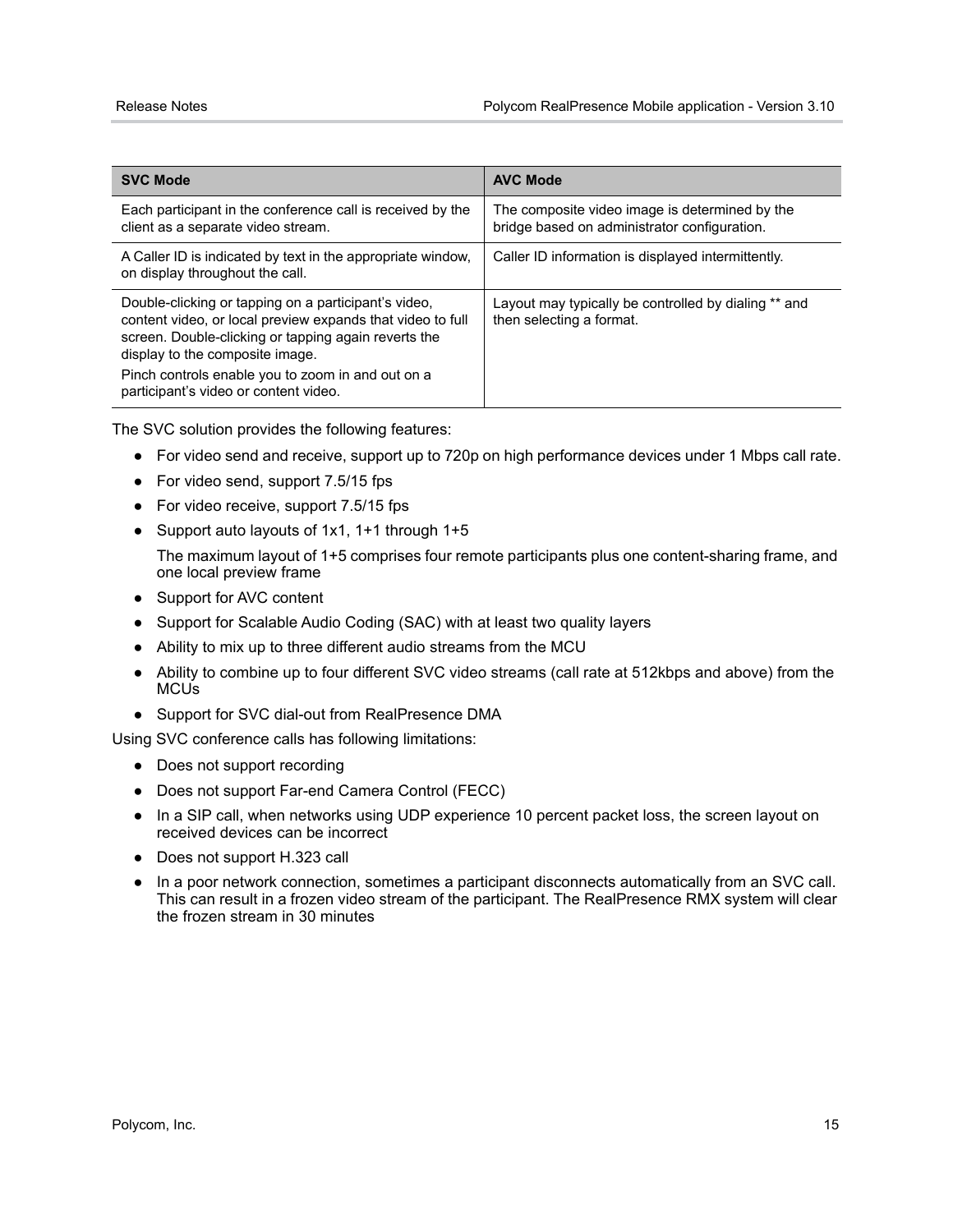| SVC Mode | AVC Mode |
|---|---|
| Each participant in the conference call is received by the client as a separate video stream. | The composite video image is determined by the bridge based on administrator configuration. |
| A Caller ID is indicated by text in the appropriate window, on display throughout the call. | Caller ID information is displayed intermittently. |
| Double-clicking or tapping on a participant's video, content video, or local preview expands that video to full screen. Double-clicking or tapping again reverts the display to the composite image.<br>Pinch controls enable you to zoom in and out on a participant's video or content video. | Layout may typically be controlled by dialing ** and then selecting a format. |

The SVC solution provides the following features:

- For video send and receive, support up to 720p on high performance devices under 1 Mbps call rate.
- For video send, support 7.5/15 fps
- For video receive, support 7.5/15 fps
- Support auto layouts of 1x1, 1+1 through 1+5

  The maximum layout of 1+5 comprises four remote participants plus one content-sharing frame, and one local preview frame
- Support for AVC content
- Support for Scalable Audio Coding (SAC) with at least two quality layers
- Ability to mix up to three different audio streams from the MCU
- Ability to combine up to four different SVC video streams (call rate at 512kbps and above) from the MCUs
- Support for SVC dial-out from RealPresence DMA

Using SVC conference calls has following limitations:

- Does not support recording
- Does not support Far-end Camera Control (FECC)
- In a SIP call, when networks using UDP experience 10 percent packet loss, the screen layout on received devices can be incorrect
- Does not support H.323 call
- In a poor network connection, sometimes a participant disconnects automatically from an SVC call. This can result in a frozen video stream of the participant. The RealPresence RMX system will clear the frozen stream in 30 minutes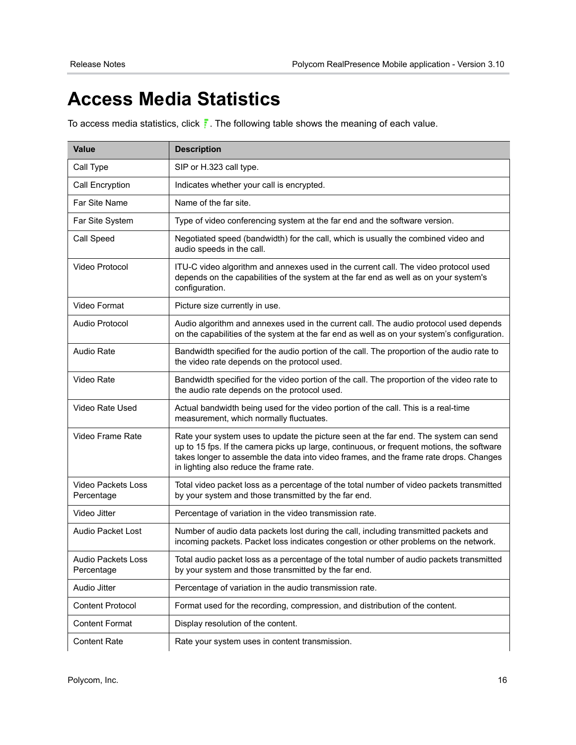# Access Media Statistics

To access media statistics, click . The following table shows the meaning of each value.

| Value | Description |
|---|---|
| Call Type | SIP or H.323 call type. |
| Call Encryption | Indicates whether your call is encrypted. |
| Far Site Name | Name of the far site. |
| Far Site System | Type of video conferencing system at the far end and the software version. |
| Call Speed | Negotiated speed (bandwidth) for the call, which is usually the combined video and audio speeds in the call. |
| Video Protocol | ITU-C video algorithm and annexes used in the current call. The video protocol used depends on the capabilities of the system at the far end as well as on your system's configuration. |
| Video Format | Picture size currently in use. |
| Audio Protocol | Audio algorithm and annexes used in the current call. The audio protocol used depends on the capabilities of the system at the far end as well as on your system's configuration. |
| Audio Rate | Bandwidth specified for the audio portion of the call. The proportion of the audio rate to the video rate depends on the protocol used. |
| Video Rate | Bandwidth specified for the video portion of the call. The proportion of the video rate to the audio rate depends on the protocol used. |
| Video Rate Used | Actual bandwidth being used for the video portion of the call. This is a real-time measurement, which normally fluctuates. |
| Video Frame Rate | Rate your system uses to update the picture seen at the far end. The system can send up to 15 fps. If the camera picks up large, continuous, or frequent motions, the software takes longer to assemble the data into video frames, and the frame rate drops. Changes in lighting also reduce the frame rate. |
| Video Packets Loss Percentage | Total video packet loss as a percentage of the total number of video packets transmitted by your system and those transmitted by the far end. |
| Video Jitter | Percentage of variation in the video transmission rate. |
| Audio Packet Lost | Number of audio data packets lost during the call, including transmitted packets and incoming packets. Packet loss indicates congestion or other problems on the network. |
| Audio Packets Loss Percentage | Total audio packet loss as a percentage of the total number of audio packets transmitted by your system and those transmitted by the far end. |
| Audio Jitter | Percentage of variation in the audio transmission rate. |
| Content Protocol | Format used for the recording, compression, and distribution of the content. |
| Content Format | Display resolution of the content. |
| Content Rate | Rate your system uses in content transmission. |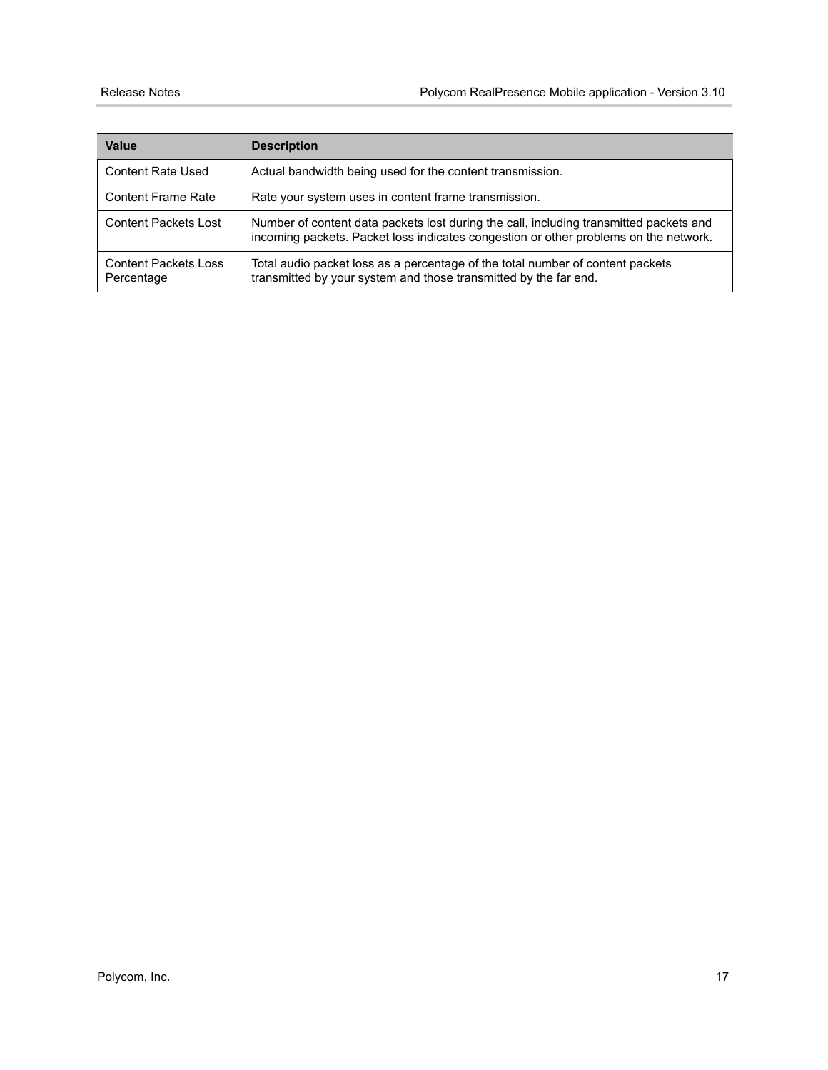| Value | Description |
|---|---|
| Content Rate Used | Actual bandwidth being used for the content transmission. |
| Content Frame Rate | Rate your system uses in content frame transmission. |
| Content Packets Lost | Number of content data packets lost during the call, including transmitted packets and incoming packets. Packet loss indicates congestion or other problems on the network. |
| Content Packets Loss Percentage | Total audio packet loss as a percentage of the total number of content packets transmitted by your system and those transmitted by the far end. |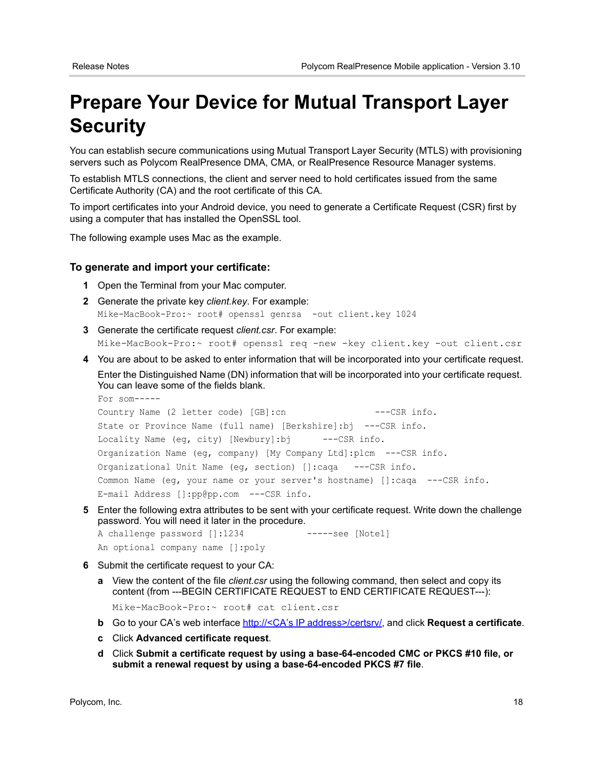# Prepare Your Device for Mutual Transport Layer Security

You can establish secure communications using Mutual Transport Layer Security (MTLS) with provisioning servers such as Polycom RealPresence DMA, CMA, or RealPresence Resource Manager systems.

To establish MTLS connections, the client and server need to hold certificates issued from the same Certificate Authority (CA) and the root certificate of this CA.

To import certificates into your Android device, you need to generate a Certificate Request (CSR) first by using a computer that has installed the OpenSSL tool.

The following example uses Mac as the example.

### To generate and import your certificate:

1. Open the Terminal from your Mac computer.
2. Generate the private key *client.key*. For example:
   ```
   Mike-MacBook-Pro:~ root# openssl genrsa  -out client.key 1024
   ```
3. Generate the certificate request *client.csr*. For example:
   ```
   Mike-MacBook-Pro:~ root# openssl req -new -key client.key -out client.csr
   ```
4. You are about to be asked to enter information that will be incorporated into your certificate request.

   Enter the Distinguished Name (DN) information that will be incorporated into your certificate request. You can leave some of the fields blank.
   ```
   For som-----
   Country Name (2 letter code) [GB]:cn                 ---CSR info.
   State or Province Name (full name) [Berkshire]:bj  ---CSR info.
   Locality Name (eg, city) [Newbury]:bj      ---CSR info.
   Organization Name (eg, company) [My Company Ltd]:plcm  ---CSR info.
   Organizational Unit Name (eg, section) []:caqa   ---CSR info.
   Common Name (eg, your name or your server's hostname) []:caqa  ---CSR info.
   E-mail Address []:pp@pp.com  ---CSR info.
   ```
5. Enter the following extra attributes to be sent with your certificate request. Write down the challenge password. You will need it later in the procedure.
   ```
   A challenge password []:1234           -----see [Note1]
   An optional company name []:poly
   ```
6. Submit the certificate request to your CA:

   a. View the content of the file *client.csr* using the following command, then select and copy its content (from ---BEGIN CERTIFICATE REQUEST to END CERTIFICATE REQUEST---):
   ```
   Mike-MacBook-Pro:~ root# cat client.csr
   ```
   b. Go to your CA's web interface http://<CA's IP address>/certsrv/, and click **Request a certificate**.

   c. Click **Advanced certificate request**.

   d. Click **Submit a certificate request by using a base-64-encoded CMC or PKCS #10 file, or submit a renewal request by using a base-64-encoded PKCS #7 file**.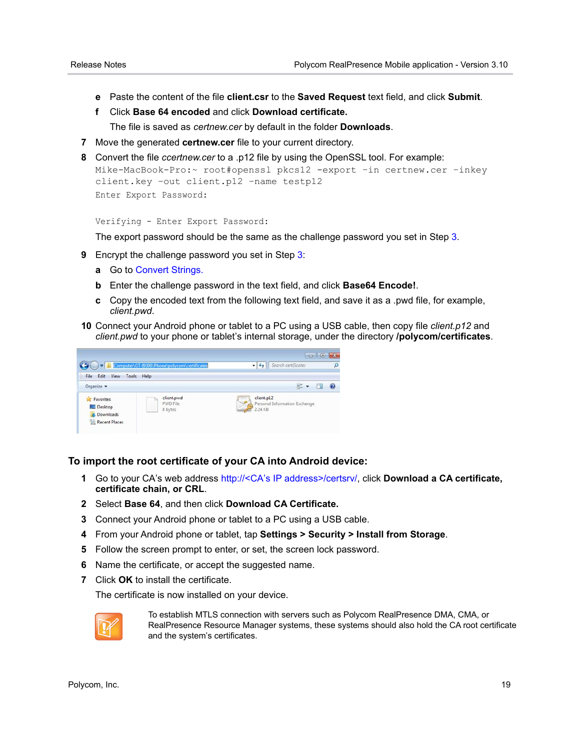e Paste the content of the file **client.csr** to the **Saved Request** text field, and click **Submit**.

f Click **Base 64 encoded** and click **Download certificate.**

The file is saved as *certnew.cer* by default in the folder **Downloads**.

7 Move the generated **certnew.cer** file to your current directory.

8 Convert the file *ccertnew.cer* to a .p12 file by using the OpenSSL tool. For example:

```
Mike-MacBook-Pro:~ root#openssl pkcs12 -export -in certnew.cer -inkey
client.key -out client.p12 -name testp12
Enter Export Password:

Verifying - Enter Export Password:
```

The export password should be the same as the challenge password you set in Step 3.

9 Encrypt the challenge password you set in Step 3:

a Go to Convert Strings.

b Enter the challenge password in the text field, and click **Base64 Encode!**.

c Copy the encoded text from the following text field, and save it as a .pwd file, for example, *client.pwd*.

10 Connect your Android phone or tablet to a PC using a USB cable, then copy file *client.p12* and *client.pwd* to your phone or tablet's internal storage, under the directory **/polycom/certificates**.

### To import the root certificate of your CA into Android device:

1 Go to your CA's web address http://<CA's IP address>/certsrv/, click **Download a CA certificate, certificate chain, or CRL**.

2 Select **Base 64**, and then click **Download CA Certificate.**

3 Connect your Android phone or tablet to a PC using a USB cable.

4 From your Android phone or tablet, tap **Settings > Security > Install from Storage**.

5 Follow the screen prompt to enter, or set, the screen lock password.

6 Name the certificate, or accept the suggested name.

7 Click **OK** to install the certificate.

The certificate is now installed on your device.

To establish MTLS connection with servers such as Polycom RealPresence DMA, CMA, or RealPresence Resource Manager systems, these systems should also hold the CA root certificate and the system's certificates.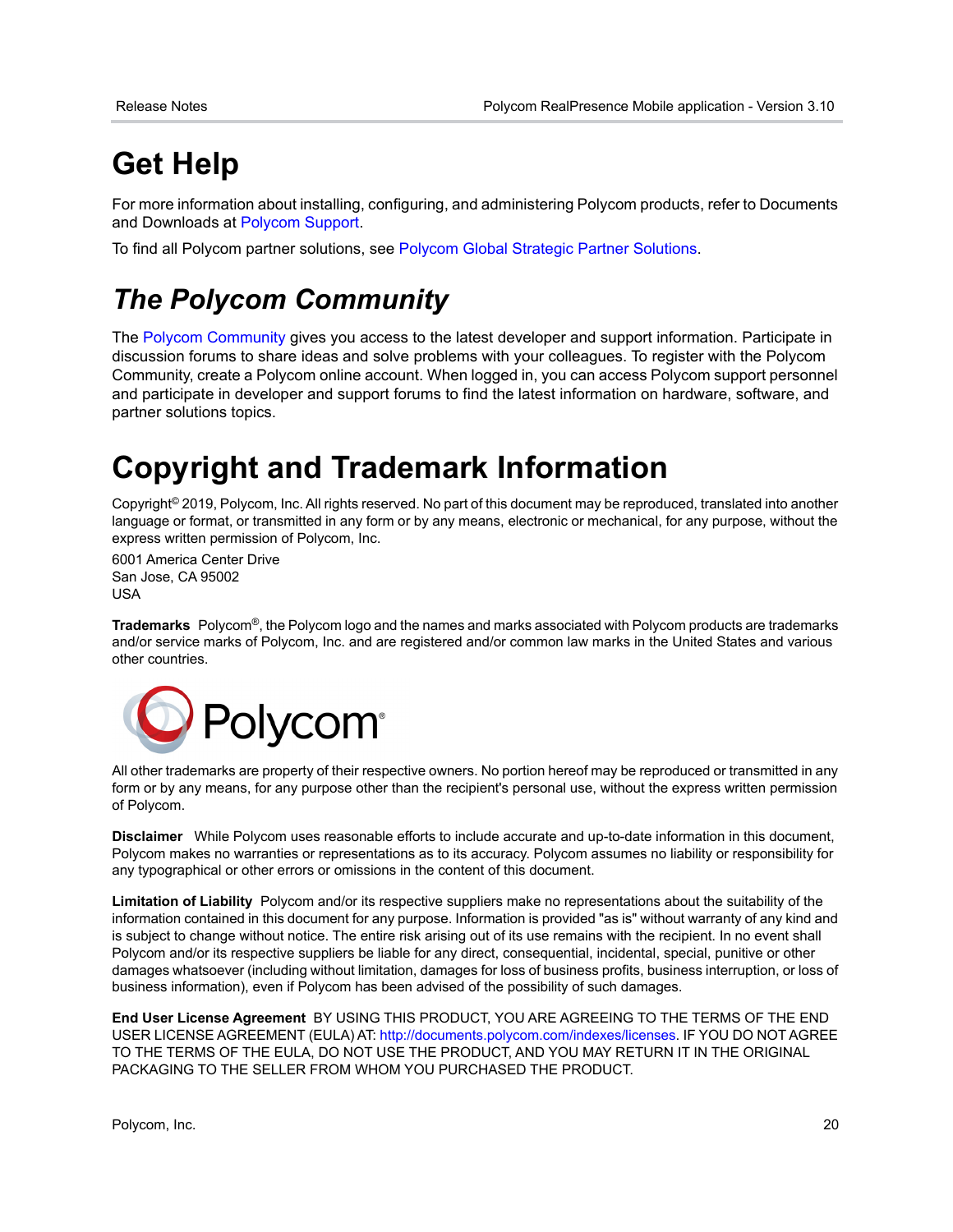# Get Help

For more information about installing, configuring, and administering Polycom products, refer to Documents and Downloads at Polycom Support.

To find all Polycom partner solutions, see Polycom Global Strategic Partner Solutions.

## *The Polycom Community*

The Polycom Community gives you access to the latest developer and support information. Participate in discussion forums to share ideas and solve problems with your colleagues. To register with the Polycom Community, create a Polycom online account. When logged in, you can access Polycom support personnel and participate in developer and support forums to find the latest information on hardware, software, and partner solutions topics.

# Copyright and Trademark Information

Copyright© 2019, Polycom, Inc. All rights reserved. No part of this document may be reproduced, translated into another language or format, or transmitted in any form or by any means, electronic or mechanical, for any purpose, without the express written permission of Polycom, Inc.

6001 America Center Drive
San Jose, CA 95002
USA

**Trademarks** Polycom®, the Polycom logo and the names and marks associated with Polycom products are trademarks and/or service marks of Polycom, Inc. and are registered and/or common law marks in the United States and various other countries.

All other trademarks are property of their respective owners. No portion hereof may be reproduced or transmitted in any form or by any means, for any purpose other than the recipient's personal use, without the express written permission of Polycom.

**Disclaimer** While Polycom uses reasonable efforts to include accurate and up-to-date information in this document, Polycom makes no warranties or representations as to its accuracy. Polycom assumes no liability or responsibility for any typographical or other errors or omissions in the content of this document.

**Limitation of Liability** Polycom and/or its respective suppliers make no representations about the suitability of the information contained in this document for any purpose. Information is provided "as is" without warranty of any kind and is subject to change without notice. The entire risk arising out of its use remains with the recipient. In no event shall Polycom and/or its respective suppliers be liable for any direct, consequential, incidental, special, punitive or other damages whatsoever (including without limitation, damages for loss of business profits, business interruption, or loss of business information), even if Polycom has been advised of the possibility of such damages.

**End User License Agreement** BY USING THIS PRODUCT, YOU ARE AGREEING TO THE TERMS OF THE END USER LICENSE AGREEMENT (EULA) AT: http://documents.polycom.com/indexes/licenses. IF YOU DO NOT AGREE TO THE TERMS OF THE EULA, DO NOT USE THE PRODUCT, AND YOU MAY RETURN IT IN THE ORIGINAL PACKAGING TO THE SELLER FROM WHOM YOU PURCHASED THE PRODUCT.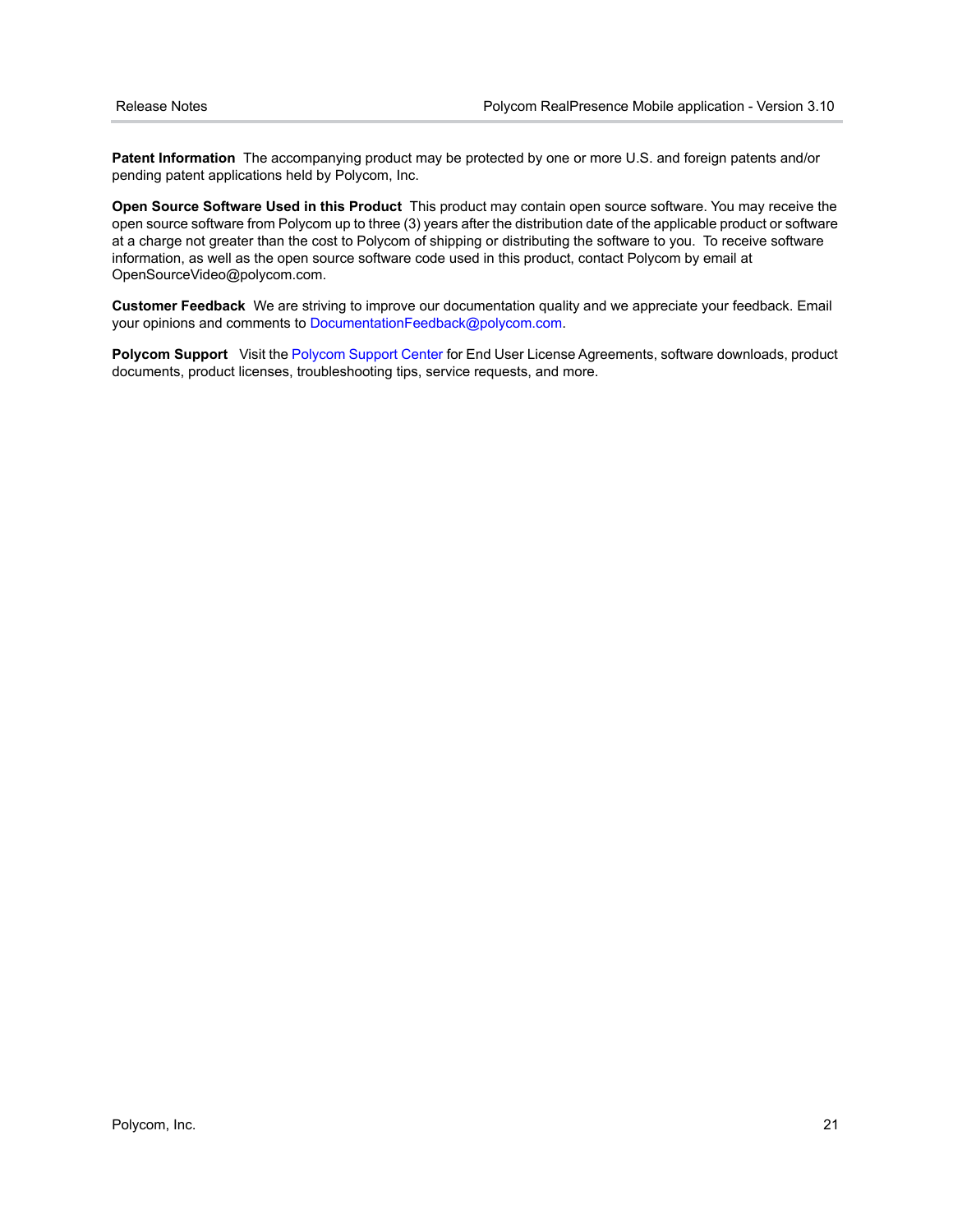**Patent Information** The accompanying product may be protected by one or more U.S. and foreign patents and/or pending patent applications held by Polycom, Inc.

**Open Source Software Used in this Product** This product may contain open source software. You may receive the open source software from Polycom up to three (3) years after the distribution date of the applicable product or software at a charge not greater than the cost to Polycom of shipping or distributing the software to you. To receive software information, as well as the open source software code used in this product, contact Polycom by email at OpenSourceVideo@polycom.com.

**Customer Feedback** We are striving to improve our documentation quality and we appreciate your feedback. Email your opinions and comments to DocumentationFeedback@polycom.com.

**Polycom Support** Visit the Polycom Support Center for End User License Agreements, software downloads, product documents, product licenses, troubleshooting tips, service requests, and more.